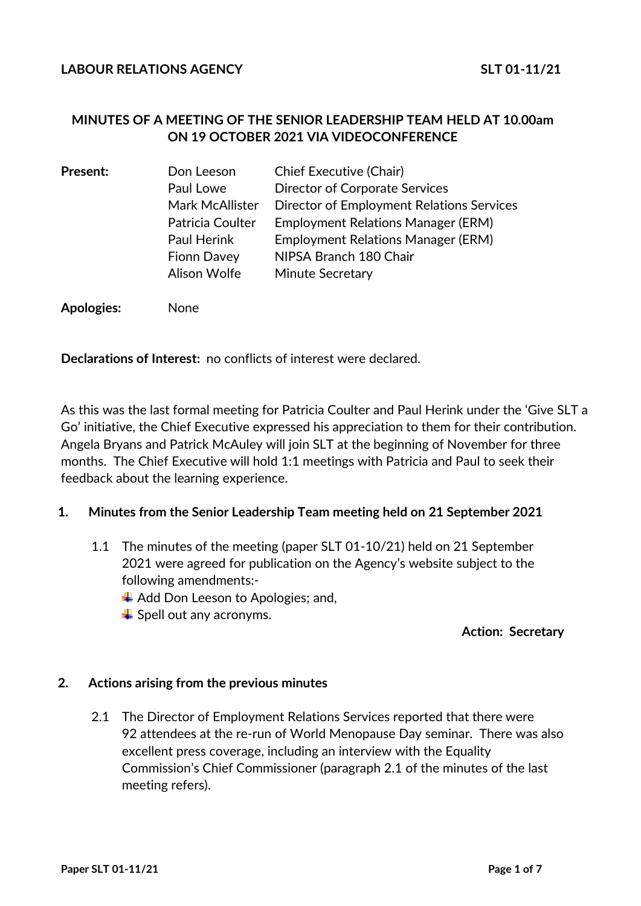**LABOUR RELATIONS AGENCY** **SLT 01-11/21**

**MINUTES OF A MEETING OF THE SENIOR LEADERSHIP TEAM HELD AT 10.00am ON 19 OCTOBER 2021 VIA VIDEOCONFERENCE**

| | | |
|---|---|---|
| **Present:** | Don Leeson | Chief Executive (Chair) |
| | Paul Lowe | Director of Corporate Services |
| | Mark McAllister | Director of Employment Relations Services |
| | Patricia Coulter | Employment Relations Manager (ERM) |
| | Paul Herink | Employment Relations Manager (ERM) |
| | Fionn Davey | NIPSA Branch 180 Chair |
| | Alison Wolfe | Minute Secretary |

**Apologies:** None

**Declarations of Interest:** no conflicts of interest were declared.

As this was the last formal meeting for Patricia Coulter and Paul Herink under the 'Give SLT a Go' initiative, the Chief Executive expressed his appreciation to them for their contribution. Angela Bryans and Patrick McAuley will join SLT at the beginning of November for three months. The Chief Executive will hold 1:1 meetings with Patricia and Paul to seek their feedback about the learning experience.

## 1. Minutes from the Senior Leadership Team meeting held on 21 September 2021

1.1 The minutes of the meeting (paper SLT 01-10/21) held on 21 September 2021 were agreed for publication on the Agency's website subject to the following amendments:-

- Add Don Leeson to Apologies; and,
- Spell out any acronyms.

**Action: Secretary**

## 2. Actions arising from the previous minutes

2.1 The Director of Employment Relations Services reported that there were 92 attendees at the re-run of World Menopause Day seminar. There was also excellent press coverage, including an interview with the Equality Commission's Chief Commissioner (paragraph 2.1 of the minutes of the last meeting refers).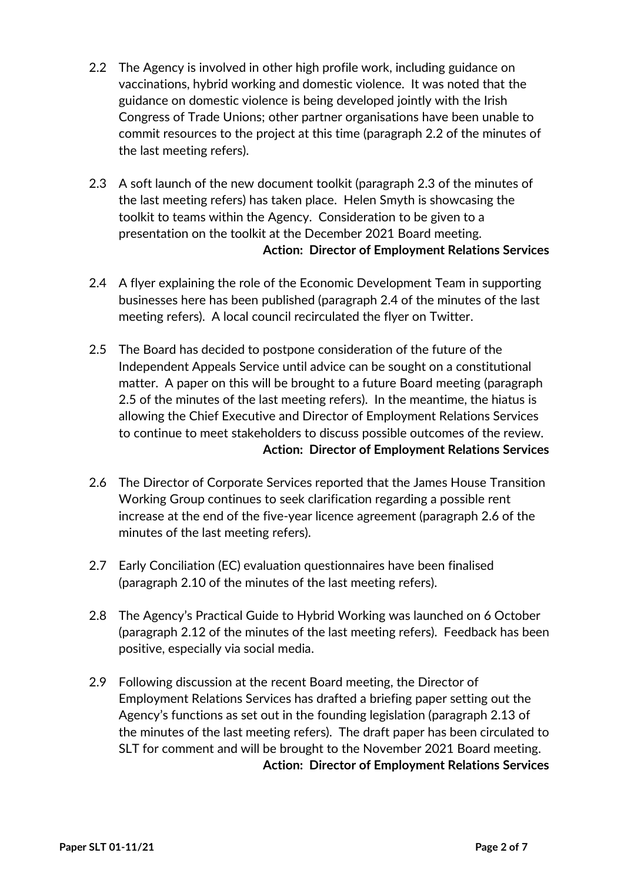2.2 The Agency is involved in other high profile work, including guidance on vaccinations, hybrid working and domestic violence. It was noted that the guidance on domestic violence is being developed jointly with the Irish Congress of Trade Unions; other partner organisations have been unable to commit resources to the project at this time (paragraph 2.2 of the minutes of the last meeting refers).

2.3 A soft launch of the new document toolkit (paragraph 2.3 of the minutes of the last meeting refers) has taken place. Helen Smyth is showcasing the toolkit to teams within the Agency. Consideration to be given to a presentation on the toolkit at the December 2021 Board meeting.

**Action: Director of Employment Relations Services**

2.4 A flyer explaining the role of the Economic Development Team in supporting businesses here has been published (paragraph 2.4 of the minutes of the last meeting refers). A local council recirculated the flyer on Twitter.

2.5 The Board has decided to postpone consideration of the future of the Independent Appeals Service until advice can be sought on a constitutional matter. A paper on this will be brought to a future Board meeting (paragraph 2.5 of the minutes of the last meeting refers). In the meantime, the hiatus is allowing the Chief Executive and Director of Employment Relations Services to continue to meet stakeholders to discuss possible outcomes of the review.

**Action: Director of Employment Relations Services**

2.6 The Director of Corporate Services reported that the James House Transition Working Group continues to seek clarification regarding a possible rent increase at the end of the five-year licence agreement (paragraph 2.6 of the minutes of the last meeting refers).

2.7 Early Conciliation (EC) evaluation questionnaires have been finalised (paragraph 2.10 of the minutes of the last meeting refers).

2.8 The Agency's Practical Guide to Hybrid Working was launched on 6 October (paragraph 2.12 of the minutes of the last meeting refers). Feedback has been positive, especially via social media.

2.9 Following discussion at the recent Board meeting, the Director of Employment Relations Services has drafted a briefing paper setting out the Agency's functions as set out in the founding legislation (paragraph 2.13 of the minutes of the last meeting refers). The draft paper has been circulated to SLT for comment and will be brought to the November 2021 Board meeting.

**Action: Director of Employment Relations Services**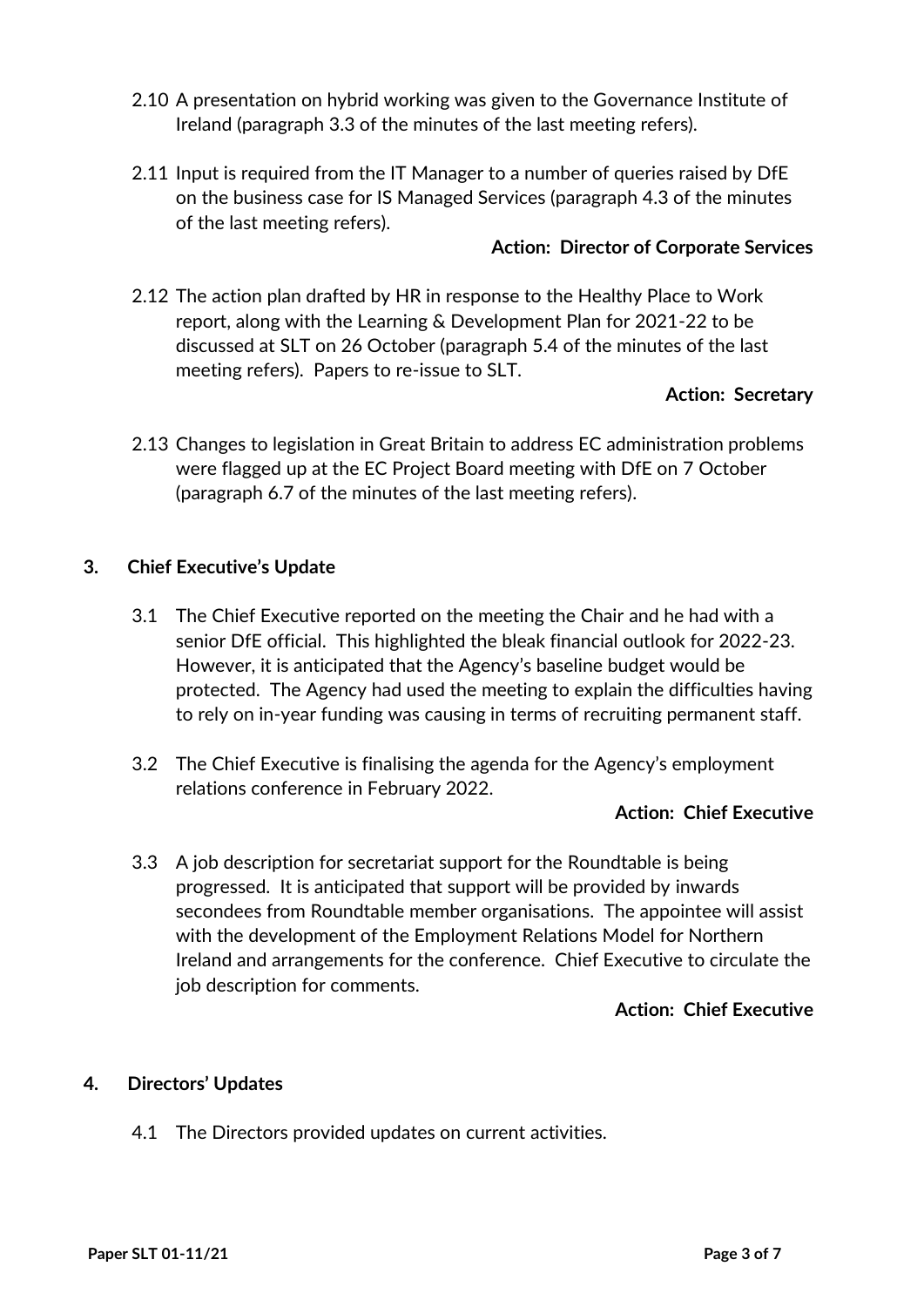2.10 A presentation on hybrid working was given to the Governance Institute of Ireland (paragraph 3.3 of the minutes of the last meeting refers).

2.11 Input is required from the IT Manager to a number of queries raised by DfE on the business case for IS Managed Services (paragraph 4.3 of the minutes of the last meeting refers).

**Action: Director of Corporate Services**

2.12 The action plan drafted by HR in response to the Healthy Place to Work report, along with the Learning & Development Plan for 2021-22 to be discussed at SLT on 26 October (paragraph 5.4 of the minutes of the last meeting refers). Papers to re-issue to SLT.

**Action: Secretary**

2.13 Changes to legislation in Great Britain to address EC administration problems were flagged up at the EC Project Board meeting with DfE on 7 October (paragraph 6.7 of the minutes of the last meeting refers).

## 3. Chief Executive's Update

3.1 The Chief Executive reported on the meeting the Chair and he had with a senior DfE official. This highlighted the bleak financial outlook for 2022-23. However, it is anticipated that the Agency's baseline budget would be protected. The Agency had used the meeting to explain the difficulties having to rely on in-year funding was causing in terms of recruiting permanent staff.

3.2 The Chief Executive is finalising the agenda for the Agency's employment relations conference in February 2022.

**Action: Chief Executive**

3.3 A job description for secretariat support for the Roundtable is being progressed. It is anticipated that support will be provided by inwards secondees from Roundtable member organisations. The appointee will assist with the development of the Employment Relations Model for Northern Ireland and arrangements for the conference. Chief Executive to circulate the job description for comments.

**Action: Chief Executive**

## 4. Directors' Updates

4.1 The Directors provided updates on current activities.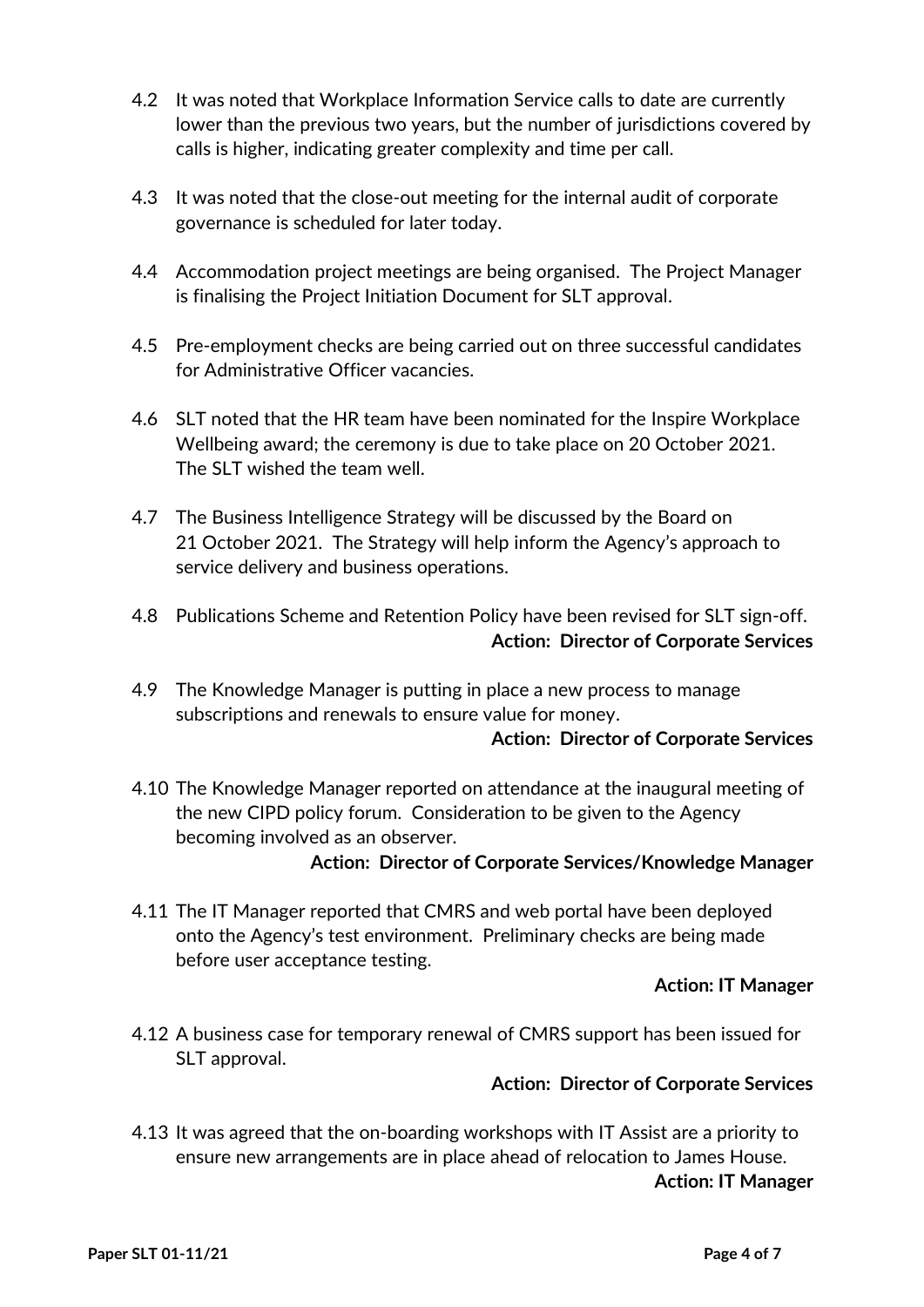4.2 It was noted that Workplace Information Service calls to date are currently lower than the previous two years, but the number of jurisdictions covered by calls is higher, indicating greater complexity and time per call.

4.3 It was noted that the close-out meeting for the internal audit of corporate governance is scheduled for later today.

4.4 Accommodation project meetings are being organised. The Project Manager is finalising the Project Initiation Document for SLT approval.

4.5 Pre-employment checks are being carried out on three successful candidates for Administrative Officer vacancies.

4.6 SLT noted that the HR team have been nominated for the Inspire Workplace Wellbeing award; the ceremony is due to take place on 20 October 2021. The SLT wished the team well.

4.7 The Business Intelligence Strategy will be discussed by the Board on 21 October 2021. The Strategy will help inform the Agency's approach to service delivery and business operations.

4.8 Publications Scheme and Retention Policy have been revised for SLT sign-off.

**Action: Director of Corporate Services**

4.9 The Knowledge Manager is putting in place a new process to manage subscriptions and renewals to ensure value for money.

**Action: Director of Corporate Services**

4.10 The Knowledge Manager reported on attendance at the inaugural meeting of the new CIPD policy forum. Consideration to be given to the Agency becoming involved as an observer.

**Action: Director of Corporate Services/Knowledge Manager**

4.11 The IT Manager reported that CMRS and web portal have been deployed onto the Agency's test environment. Preliminary checks are being made before user acceptance testing.

**Action: IT Manager**

4.12 A business case for temporary renewal of CMRS support has been issued for SLT approval.

**Action: Director of Corporate Services**

4.13 It was agreed that the on-boarding workshops with IT Assist are a priority to ensure new arrangements are in place ahead of relocation to James House.

**Action: IT Manager**

Paper SLT 01-11/21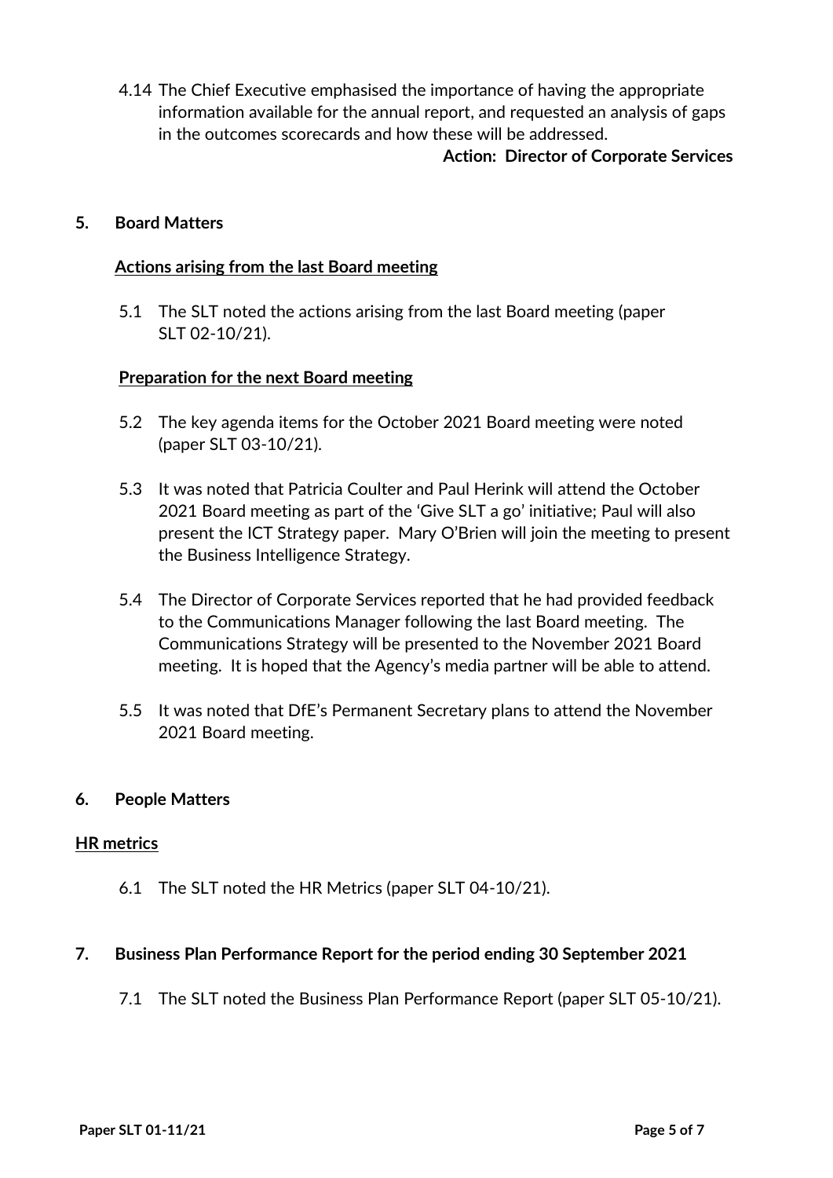4.14 The Chief Executive emphasised the importance of having the appropriate information available for the annual report, and requested an analysis of gaps in the outcomes scorecards and how these will be addressed.

**Action: Director of Corporate Services**

## 5. Board Matters

**Actions arising from the last Board meeting**

5.1 The SLT noted the actions arising from the last Board meeting (paper SLT 02-10/21).

**Preparation for the next Board meeting**

5.2 The key agenda items for the October 2021 Board meeting were noted (paper SLT 03-10/21).

5.3 It was noted that Patricia Coulter and Paul Herink will attend the October 2021 Board meeting as part of the 'Give SLT a go' initiative; Paul will also present the ICT Strategy paper. Mary O'Brien will join the meeting to present the Business Intelligence Strategy.

5.4 The Director of Corporate Services reported that he had provided feedback to the Communications Manager following the last Board meeting. The Communications Strategy will be presented to the November 2021 Board meeting. It is hoped that the Agency's media partner will be able to attend.

5.5 It was noted that DfE's Permanent Secretary plans to attend the November 2021 Board meeting.

## 6. People Matters

**HR metrics**

6.1 The SLT noted the HR Metrics (paper SLT 04-10/21).

## 7. Business Plan Performance Report for the period ending 30 September 2021

7.1 The SLT noted the Business Plan Performance Report (paper SLT 05-10/21).

Paper SLT 01-11/21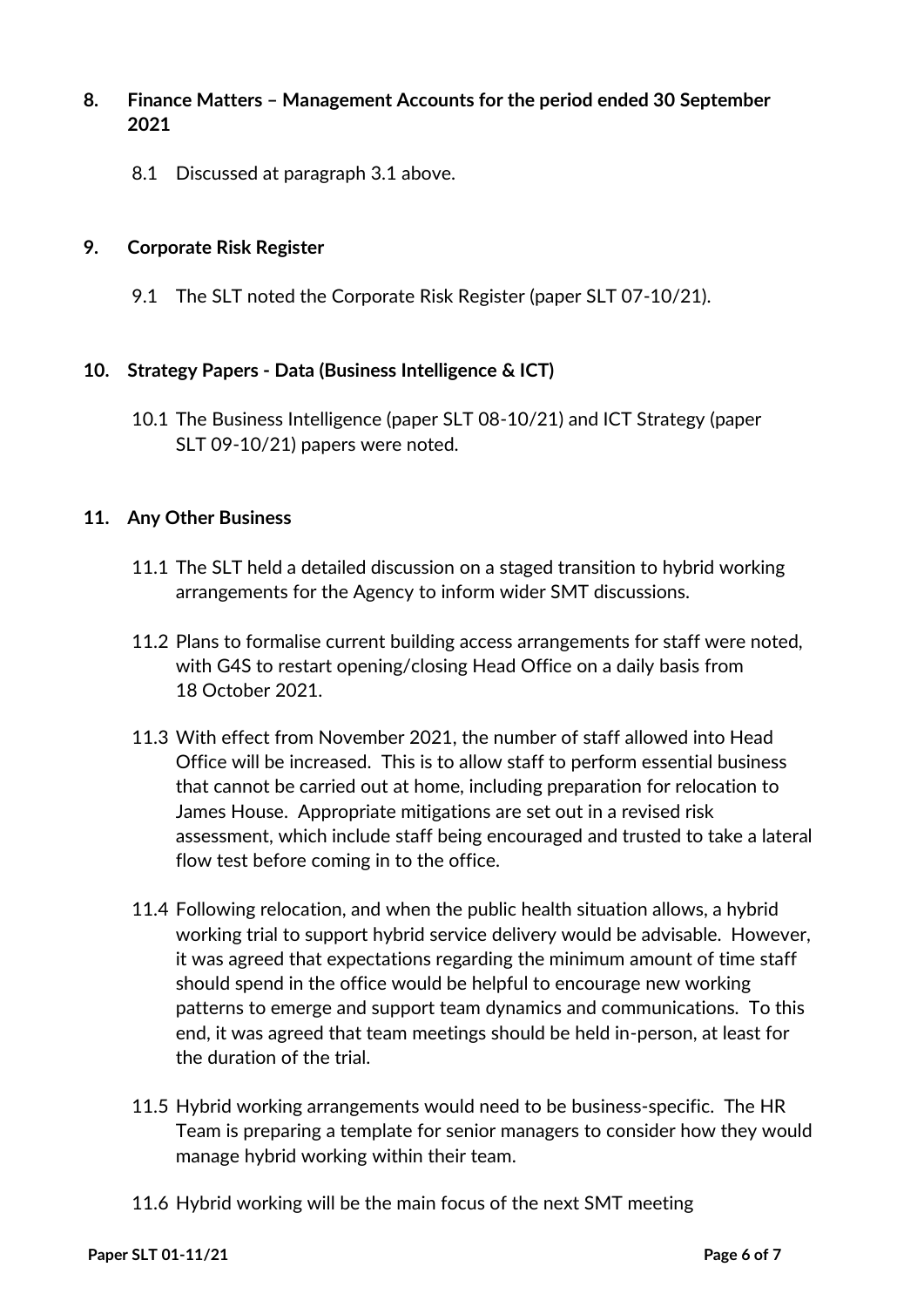## 8. Finance Matters – Management Accounts for the period ended 30 September 2021

8.1 Discussed at paragraph 3.1 above.

## 9. Corporate Risk Register

9.1 The SLT noted the Corporate Risk Register (paper SLT 07-10/21).

## 10. Strategy Papers - Data (Business Intelligence & ICT)

10.1 The Business Intelligence (paper SLT 08-10/21) and ICT Strategy (paper SLT 09-10/21) papers were noted.

## 11. Any Other Business

11.1 The SLT held a detailed discussion on a staged transition to hybrid working arrangements for the Agency to inform wider SMT discussions.

11.2 Plans to formalise current building access arrangements for staff were noted, with G4S to restart opening/closing Head Office on a daily basis from 18 October 2021.

11.3 With effect from November 2021, the number of staff allowed into Head Office will be increased. This is to allow staff to perform essential business that cannot be carried out at home, including preparation for relocation to James House. Appropriate mitigations are set out in a revised risk assessment, which include staff being encouraged and trusted to take a lateral flow test before coming in to the office.

11.4 Following relocation, and when the public health situation allows, a hybrid working trial to support hybrid service delivery would be advisable. However, it was agreed that expectations regarding the minimum amount of time staff should spend in the office would be helpful to encourage new working patterns to emerge and support team dynamics and communications. To this end, it was agreed that team meetings should be held in-person, at least for the duration of the trial.

11.5 Hybrid working arrangements would need to be business-specific. The HR Team is preparing a template for senior managers to consider how they would manage hybrid working within their team.

11.6 Hybrid working will be the main focus of the next SMT meeting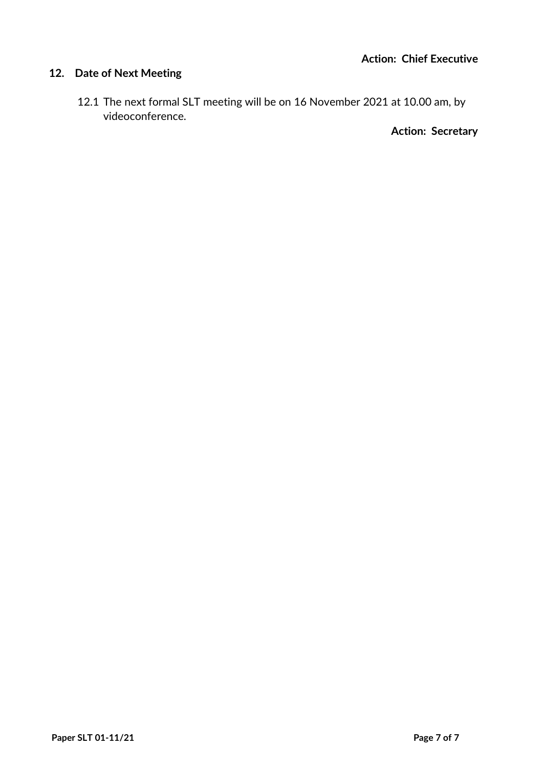**Action: Chief Executive**

## 12. Date of Next Meeting

12.1 The next formal SLT meeting will be on 16 November 2021 at 10.00 am, by videoconference.

**Action: Secretary**